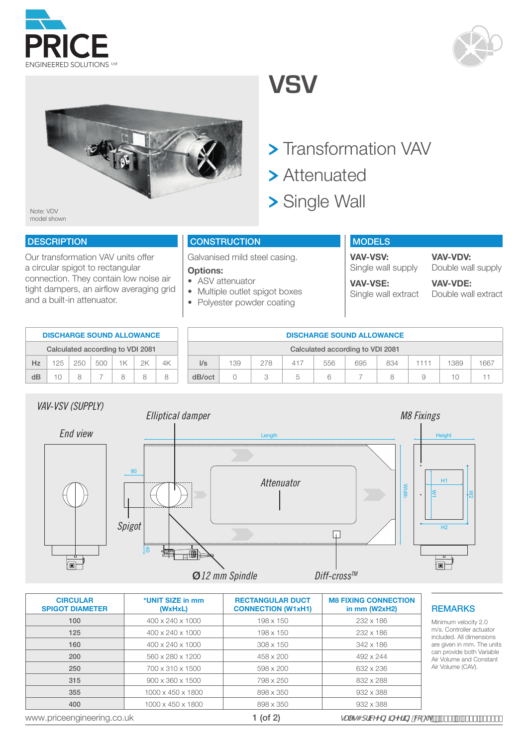PRICE
ENGINEERED SOLUTIONS Ltd

Note: VDV model shown

# VSV

> Transformation VAV
> Attenuated
> Single Wall

## DESCRIPTION

Our transformation VAV units offer a circular spigot to rectangular connection. They contain low noise air tight dampers, an airflow averaging grid and a built-in attenuator.

## CONSTRUCTION

Galvanised mild steel casing.

**Options:**

- ASV attenuator
- Multiple outlet spigot boxes
- Polyester powder coating

## MODELS

**VAV-VSV:** Single wall supply

**VAV-VDV:** Double wall supply

**VAV-VSE:** Single wall extract

**VAV-VDE:** Double wall extract

| DISCHARGE SOUND ALLOWANCE | | | | | | |
|---|---|---|---|---|---|---|
| Calculated according to VDI 2081 | | | | | | |
| Hz | 125 | 250 | 500 | 1K | 2K | 4K |
| dB | 10 | 8 | 7 | 8 | 8 | 8 |

| DISCHARGE SOUND ALLOWANCE | | | | | | | | | |
|---|---|---|---|---|---|---|---|---|---|
| Calculated according to VDI 2081 | | | | | | | | | |
| l/s | 139 | 278 | 417 | 556 | 695 | 834 | 1111 | 1389 | 1667 |
| dB/oct | 0 | 3 | 5 | 6 | 7 | 8 | 9 | 10 | 11 |

*VAV-VSV (SUPPLY)*

*End view* — *Elliptical damper* — *M8 Fixings* — Length — Height — 80 — *Attenuator* — Width — W1 — W2 — H1 — H2 — *Spigot* — 40 — *Ø12 mm Spindle* — *Diff-cross™*

| CIRCULAR SPIGOT DIAMETER | *UNIT SIZE in mm (WxHxL) | RECTANGULAR DUCT CONNECTION (W1xH1) | M8 FIXING CONNECTION in mm (W2xH2) |
|---|---|---|---|
| 100 | 400 x 240 x 1000 | 198 x 150 | 232 x 186 |
| 125 | 400 x 240 x 1000 | 198 x 150 | 232 x 186 |
| 160 | 400 x 240 x 1000 | 308 x 150 | 342 x 186 |
| 200 | 560 x 280 x 1200 | 458 x 200 | 492 x 244 |
| 250 | 700 x 310 x 1500 | 598 x 200 | 632 x 236 |
| 315 | 900 x 360 x 1500 | 798 x 250 | 832 x 288 |
| 355 | 1000 x 450 x 1800 | 898 x 350 | 932 x 388 |
| 400 | 1000 x 450 x 1800 | 898 x 350 | 932 x 388 |

## REMARKS

Minimum velocity 2.0 m/s. Controller actuator included. All dimensions are given in mm. The units can provide both Variable Air Volume and Constant Air Volume (CAV).

www.priceengineering.co.uk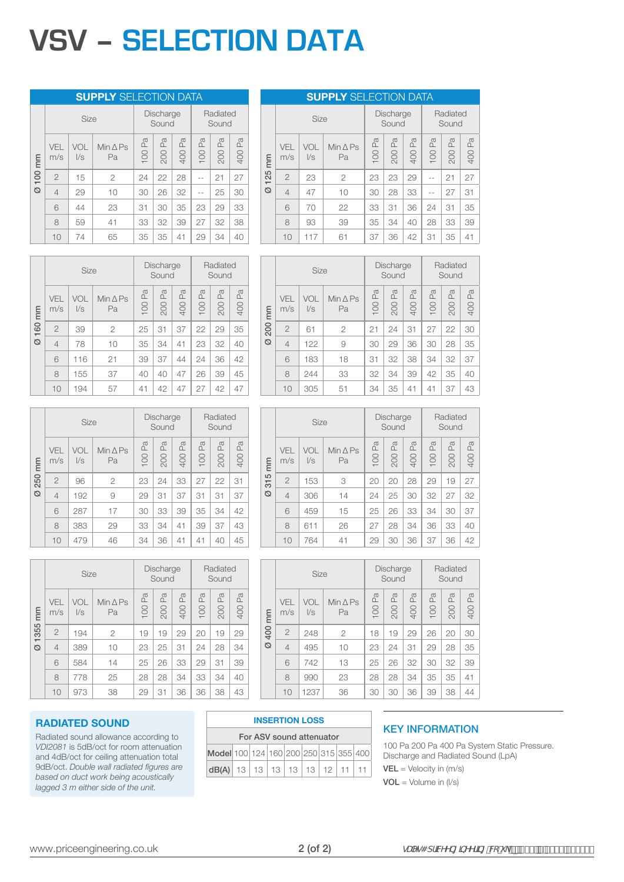# VSV – SELECTION DATA

## SUPPLY SELECTION DATA

| Ø 100 mm | Size | | | Discharge Sound | | | Radiated Sound | | |
|---|---|---|---|---|---|---|---|---|---|
| | VEL m/s | VOL l/s | Min Δ Ps Pa | 100 Pa | 200 Pa | 400 Pa | 100 Pa | 200 Pa | 400 Pa |
| | 2 | 15 | 2 | 24 | 22 | 28 | -- | 21 | 27 |
| | 4 | 29 | 10 | 30 | 26 | 32 | -- | 25 | 30 |
| | 6 | 44 | 23 | 31 | 30 | 35 | 23 | 29 | 33 |
| | 8 | 59 | 41 | 33 | 32 | 39 | 27 | 32 | 38 |
| | 10 | 74 | 65 | 35 | 35 | 41 | 29 | 34 | 40 |

| Ø 160 mm | Size | | | Discharge Sound | | | Radiated Sound | | |
|---|---|---|---|---|---|---|---|---|---|
| | VEL m/s | VOL l/s | Min Δ Ps Pa | 100 Pa | 200 Pa | 400 Pa | 100 Pa | 200 Pa | 400 Pa |
| | 2 | 39 | 2 | 25 | 31 | 37 | 22 | 29 | 35 |
| | 4 | 78 | 10 | 35 | 34 | 41 | 23 | 32 | 40 |
| | 6 | 116 | 21 | 39 | 37 | 44 | 24 | 36 | 42 |
| | 8 | 155 | 37 | 40 | 40 | 47 | 26 | 39 | 45 |
| | 10 | 194 | 57 | 41 | 42 | 47 | 27 | 42 | 47 |

| Ø 250 mm | Size | | | Discharge Sound | | | Radiated Sound | | |
|---|---|---|---|---|---|---|---|---|---|
| | VEL m/s | VOL l/s | Min Δ Ps Pa | 100 Pa | 200 Pa | 400 Pa | 100 Pa | 200 Pa | 400 Pa |
| | 2 | 96 | 2 | 23 | 24 | 33 | 27 | 22 | 31 |
| | 4 | 192 | 9 | 29 | 31 | 37 | 31 | 31 | 37 |
| | 6 | 287 | 17 | 30 | 33 | 39 | 35 | 34 | 42 |
| | 8 | 383 | 29 | 33 | 34 | 41 | 39 | 37 | 43 |
| | 10 | 479 | 46 | 34 | 36 | 41 | 41 | 40 | 45 |

| Ø 1355 mm | Size | | | Discharge Sound | | | Radiated Sound | | |
|---|---|---|---|---|---|---|---|---|---|
| | VEL m/s | VOL l/s | Min Δ Ps Pa | 100 Pa | 200 Pa | 400 Pa | 100 Pa | 200 Pa | 400 Pa |
| | 2 | 194 | 2 | 19 | 19 | 29 | 20 | 19 | 29 |
| | 4 | 389 | 10 | 23 | 25 | 31 | 24 | 28 | 34 |
| | 6 | 584 | 14 | 25 | 26 | 33 | 29 | 31 | 39 |
| | 8 | 778 | 25 | 28 | 28 | 34 | 33 | 34 | 40 |
| | 10 | 973 | 38 | 29 | 31 | 36 | 36 | 38 | 43 |

## SUPPLY SELECTION DATA

| Ø 125 mm | Size | | | Discharge Sound | | | Radiated Sound | | |
|---|---|---|---|---|---|---|---|---|---|
| | VEL m/s | VOL l/s | Min Δ Ps Pa | 100 Pa | 200 Pa | 400 Pa | 100 Pa | 200 Pa | 400 Pa |
| | 2 | 23 | 2 | 23 | 23 | 29 | -- | 21 | 27 |
| | 4 | 47 | 10 | 30 | 28 | 33 | -- | 27 | 31 |
| | 6 | 70 | 22 | 33 | 31 | 36 | 24 | 31 | 35 |
| | 8 | 93 | 39 | 35 | 34 | 40 | 28 | 33 | 39 |
| | 10 | 117 | 61 | 37 | 36 | 42 | 31 | 35 | 41 |

| Ø 200 mm | Size | | | Discharge Sound | | | Radiated Sound | | |
|---|---|---|---|---|---|---|---|---|---|
| | VEL m/s | VOL l/s | Min Δ Ps Pa | 100 Pa | 200 Pa | 400 Pa | 100 Pa | 200 Pa | 400 Pa |
| | 2 | 61 | 2 | 21 | 24 | 31 | 27 | 22 | 30 |
| | 4 | 122 | 9 | 30 | 29 | 36 | 30 | 28 | 35 |
| | 6 | 183 | 18 | 31 | 32 | 38 | 34 | 32 | 37 |
| | 8 | 244 | 33 | 32 | 34 | 39 | 42 | 35 | 40 |
| | 10 | 305 | 51 | 34 | 35 | 41 | 41 | 37 | 43 |

| Ø 315 mm | Size | | | Discharge Sound | | | Radiated Sound | | |
|---|---|---|---|---|---|---|---|---|---|
| | VEL m/s | VOL l/s | Min Δ Ps Pa | 100 Pa | 200 Pa | 400 Pa | 100 Pa | 200 Pa | 400 Pa |
| | 2 | 153 | 3 | 20 | 20 | 28 | 29 | 19 | 27 |
| | 4 | 306 | 14 | 24 | 25 | 30 | 32 | 27 | 32 |
| | 6 | 459 | 15 | 25 | 26 | 33 | 34 | 30 | 37 |
| | 8 | 611 | 26 | 27 | 28 | 34 | 36 | 33 | 40 |
| | 10 | 764 | 41 | 29 | 30 | 36 | 37 | 36 | 42 |

| Ø 400 mm | Size | | | Discharge Sound | | | Radiated Sound | | |
|---|---|---|---|---|---|---|---|---|---|
| | VEL m/s | VOL l/s | Min Δ Ps Pa | 100 Pa | 200 Pa | 400 Pa | 100 Pa | 200 Pa | 400 Pa |
| | 2 | 248 | 2 | 18 | 19 | 29 | 26 | 20 | 30 |
| | 4 | 495 | 10 | 23 | 24 | 31 | 29 | 28 | 35 |
| | 6 | 742 | 13 | 25 | 26 | 32 | 30 | 32 | 39 |
| | 8 | 990 | 23 | 28 | 28 | 34 | 35 | 35 | 41 |
| | 10 | 1237 | 36 | 30 | 30 | 36 | 39 | 38 | 44 |

## RADIATED SOUND

Radiated sound allowance according to *VDI2081* is 5dB/oct for room attenuation and 4dB/oct for ceiling attenuation total 9dB/oct. *Double wall radiated figures are based on duct work being acoustically lagged 3 m either side of the unit.*

## INSERTION LOSS

| For ASV sound attenuator | | | | | | | | |
|---|---|---|---|---|---|---|---|---|
| Model | 100 | 124 | 160 | 200 | 250 | 315 | 355 | 400 |
| dB(A) | 13 | 13 | 13 | 13 | 13 | 12 | 11 | 11 |

## KEY INFORMATION

100 Pa 200 Pa 400 Pa System Static Pressure.
Discharge and Radiated Sound (LpA)

**VEL** = Velocity in (m/s)

**VOL** = Volume in (l/s)

www.priceengineering.co.uk